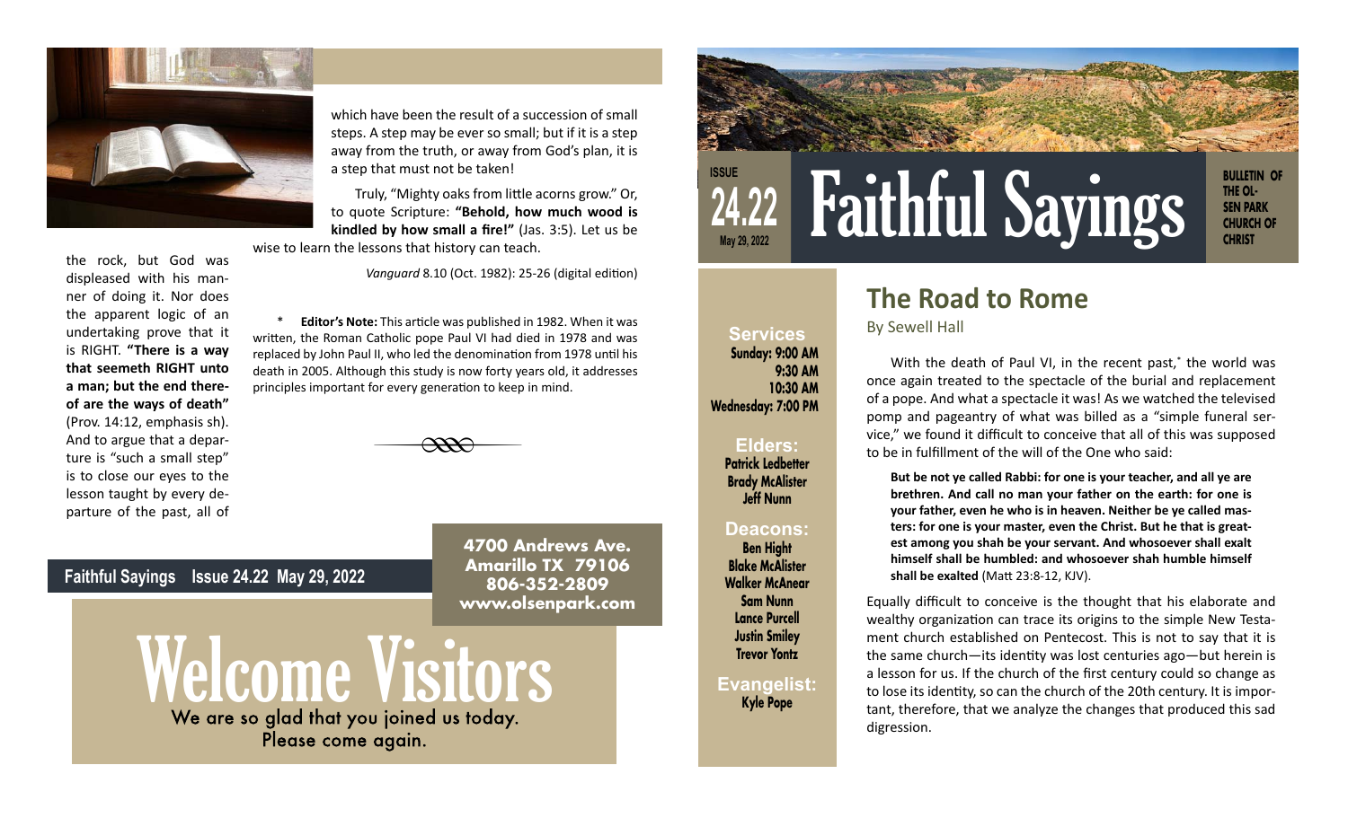# Faithful Sayings

ISSUE **24.22** May 29, 2022

BULLETIN OF THE OLSEN PARK CHURCH OF CHRIST

## The Road to Rome

By Sewell Hall

With the death of Paul VI, in the recent past,* the world was once again treated to the spectacle of the burial and replacement of a pope. And what a spectacle it was! As we watched the televised pomp and pageantry of what was billed as a "simple funeral service," we found it difficult to conceive that all of this was supposed to be in fulfillment of the will of the One who said:

> **But be not ye called Rabbi: for one is your teacher, and all ye are brethren. And call no man your father on the earth: for one is your father, even he who is in heaven. Neither be ye called masters: for one is your master, even the Christ. But he that is greatest among you shah be your servant. And whosoever shall exalt himself shall be humbled: and whosoever shah humble himself shall be exalted** (Matt 23:8-12, KJV).

Equally difficult to conceive is the thought that his elaborate and wealthy organization can trace its origins to the simple New Testament church established on Pentecost. This is not to say that it is the same church—its identity was lost centuries ago—but herein is a lesson for us. If the church of the first century could so change as to lose its identity, so can the church of the 20th century. It is important, therefore, that we analyze the changes that produced this sad digression.

**Services**
Sunday: 9:00 AM
9:30 AM
10:30 AM
Wednesday: 7:00 PM

**Elders:**
Patrick Ledbetter
Brady McAlister
Jeff Nunn

**Deacons:**
Ben Hight
Blake McAlister
Walker McAnear
Sam Nunn
Lance Purcell
Justin Smiley
Trevor Yontz

**Evangelist:**
Kyle Pope

---

the rock, but God was displeased with his manner of doing it. Nor does the apparent logic of an undertaking prove that it is RIGHT. **"There is a way that seemeth RIGHT unto a man; but the end thereof are the ways of death"** (Prov. 14:12, emphasis sh). And to argue that a departure is "such a small step" is to close our eyes to the lesson taught by every departure of the past, all of which have been the result of a succession of small steps. A step may be ever so small; but if it is a step away from the truth, or away from God's plan, it is a step that must not be taken!

Truly, "Mighty oaks from little acorns grow." Or, to quote Scripture: **"Behold, how much wood is kindled by how small a fire!"** (Jas. 3:5). Let us be wise to learn the lessons that history can teach.

*Vanguard* 8.10 (Oct. 1982): 25-26 (digital edition)

\* **Editor's Note:** This article was published in 1982. When it was written, the Roman Catholic pope Paul VI had died in 1978 and was replaced by John Paul II, who led the denomination from 1978 until his death in 2005. Although this study is now forty years old, it addresses principles important for every generation to keep in mind.

---

Faithful Sayings Issue 24.22 May 29, 2022

4700 Andrews Ave.
Amarillo TX 79106
806-352-2809
www.olsenpark.com

# Welcome Visitors

We are so glad that you joined us today.
Please come again.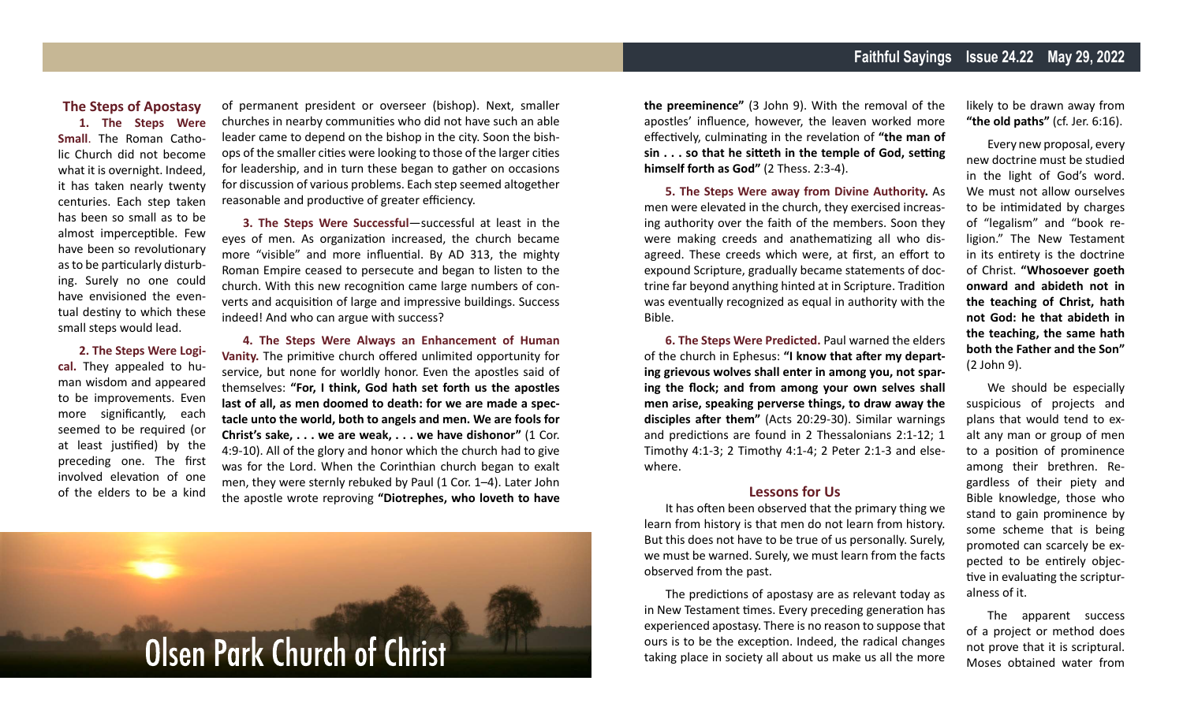## The Steps of Apostasy

**1. The Steps Were Small**. The Roman Catholic Church did not become what it is overnight. Indeed, it has taken nearly twenty centuries. Each step taken has been so small as to be almost imperceptible. Few have been so revolutionary as to be particularly disturbing. Surely no one could have envisioned the eventual destiny to which these small steps would lead.

**2. The Steps Were Logical.** They appealed to human wisdom and appeared to be improvements. Even more significantly, each seemed to be required (or at least justified) by the preceding one. The first involved elevation of one of the elders to be a kind of permanent president or overseer (bishop). Next, smaller churches in nearby communities who did not have such an able leader came to depend on the bishop in the city. Soon the bishops of the smaller cities were looking to those of the larger cities for leadership, and in turn these began to gather on occasions for discussion of various problems. Each step seemed altogether reasonable and productive of greater efficiency.

**3. The Steps Were Successful**—successful at least in the eyes of men. As organization increased, the church became more "visible" and more influential. By AD 313, the mighty Roman Empire ceased to persecute and began to listen to the church. With this new recognition came large numbers of converts and acquisition of large and impressive buildings. Success indeed! And who can argue with success?

**4. The Steps Were Always an Enhancement of Human Vanity.** The primitive church offered unlimited opportunity for service, but none for worldly honor. Even the apostles said of themselves: **"For, I think, God hath set forth us the apostles last of all, as men doomed to death: for we are made a spectacle unto the world, both to angels and men. We are fools for Christ's sake, . . . we are weak, . . . we have dishonor"** (1 Cor. 4:9-10). All of the glory and honor which the church had to give was for the Lord. When the Corinthian church began to exalt men, they were sternly rebuked by Paul (1 Cor. 1–4). Later John the apostle wrote reproving **"Diotrephes, who loveth to have the preeminence"** (3 John 9). With the removal of the apostles' influence, however, the leaven worked more effectively, culminating in the revelation of **"the man of sin . . . so that he sitteth in the temple of God, setting himself forth as God"** (2 Thess. 2:3-4).

**5. The Steps Were away from Divine Authority.** As men were elevated in the church, they exercised increasing authority over the faith of the members. Soon they were making creeds and anathematizing all who disagreed. These creeds which were, at first, an effort to expound Scripture, gradually became statements of doctrine far beyond anything hinted at in Scripture. Tradition was eventually recognized as equal in authority with the Bible.

**6. The Steps Were Predicted.** Paul warned the elders of the church in Ephesus: **"I know that after my departing grievous wolves shall enter in among you, not sparing the flock; and from among your own selves shall men arise, speaking perverse things, to draw away the disciples after them"** (Acts 20:29-30). Similar warnings and predictions are found in 2 Thessalonians 2:1-12; 1 Timothy 4:1-3; 2 Timothy 4:1-4; 2 Peter 2:1-3 and elsewhere.

## Lessons for Us

It has often been observed that the primary thing we learn from history is that men do not learn from history. But this does not have to be true of us personally. Surely, we must be warned. Surely, we must learn from the facts observed from the past.

The predictions of apostasy are as relevant today as in New Testament times. Every preceding generation has experienced apostasy. There is no reason to suppose that ours is to be the exception. Indeed, the radical changes taking place in society all about us make us all the more likely to be drawn away from **"the old paths"** (cf. Jer. 6:16).

Every new proposal, every new doctrine must be studied in the light of God's word. We must not allow ourselves to be intimidated by charges of "legalism" and "book religion." The New Testament in its entirety is the doctrine of Christ. **"Whosoever goeth onward and abideth not in the teaching of Christ, hath not God: he that abideth in the teaching, the same hath both the Father and the Son"** (2 John 9).

We should be especially suspicious of projects and plans that would tend to exalt any man or group of men to a position of prominence among their brethren. Regardless of their piety and Bible knowledge, those who stand to gain prominence by some scheme that is being promoted can scarcely be expected to be entirely objective in evaluating the scripturalness of it.

The apparent success of a project or method does not prove that it is scriptural. Moses obtained water from

Olsen Park Church of Christ